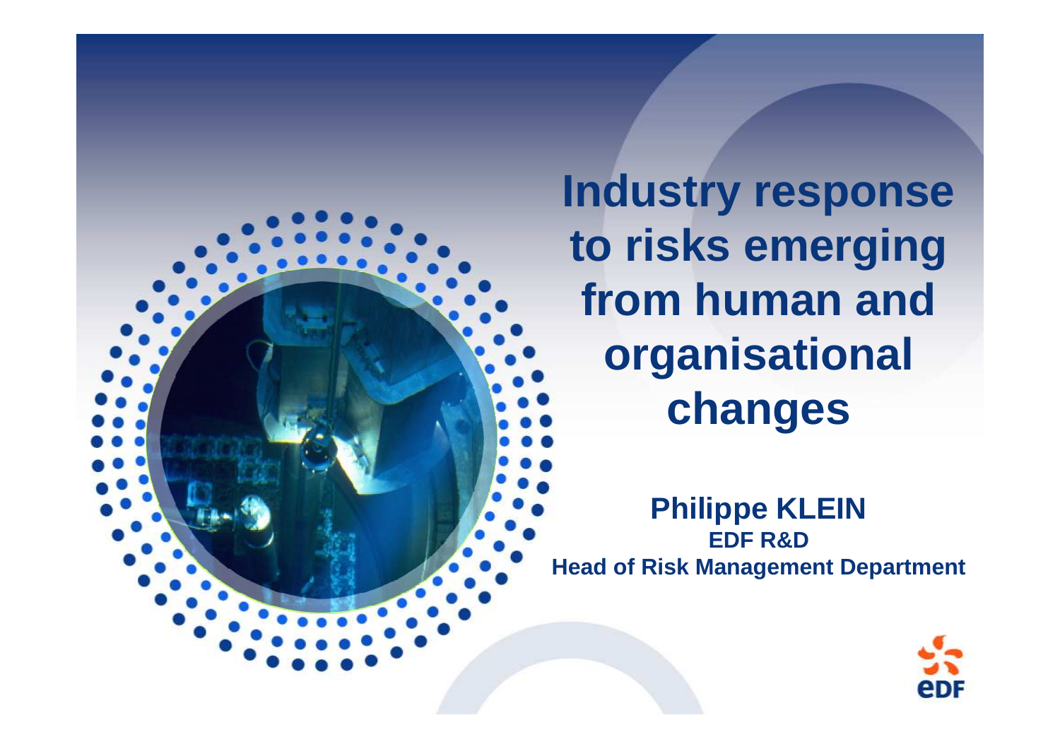# Industry response to risks emerging from human and organisational changes

**Philippe KLEIN**
**EDF R&D**
**Head of Risk Management Department**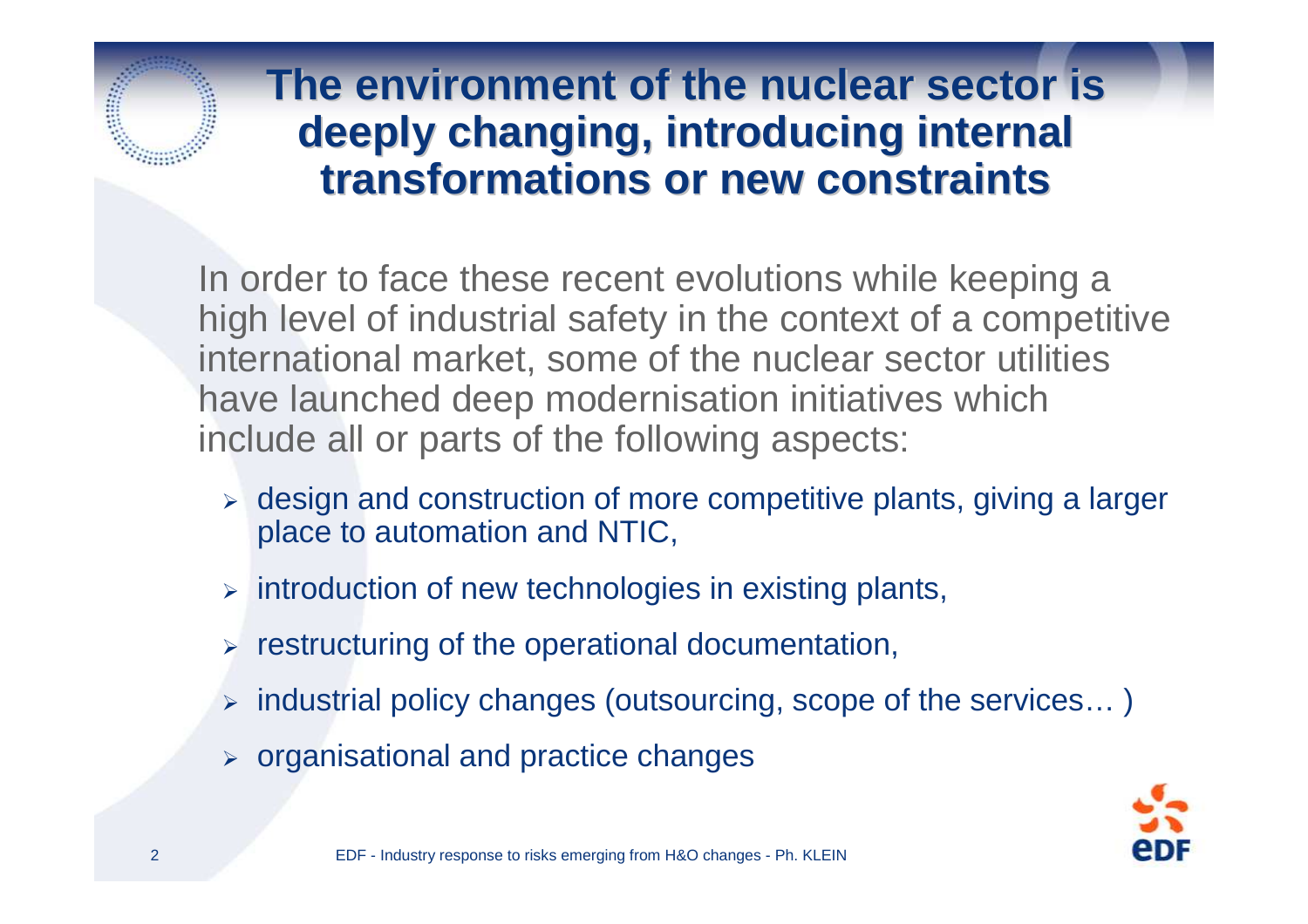# The environment of the nuclear sector is deeply changing, introducing internal transformations or new constraints

In order to face these recent evolutions while keeping a high level of industrial safety in the context of a competitive international market, some of the nuclear sector utilities have launched deep modernisation initiatives which include all or parts of the following aspects:

- design and construction of more competitive plants, giving a larger place to automation and NTIC,
- introduction of new technologies in existing plants,
- restructuring of the operational documentation,
- industrial policy changes (outsourcing, scope of the services… )
- organisational and practice changes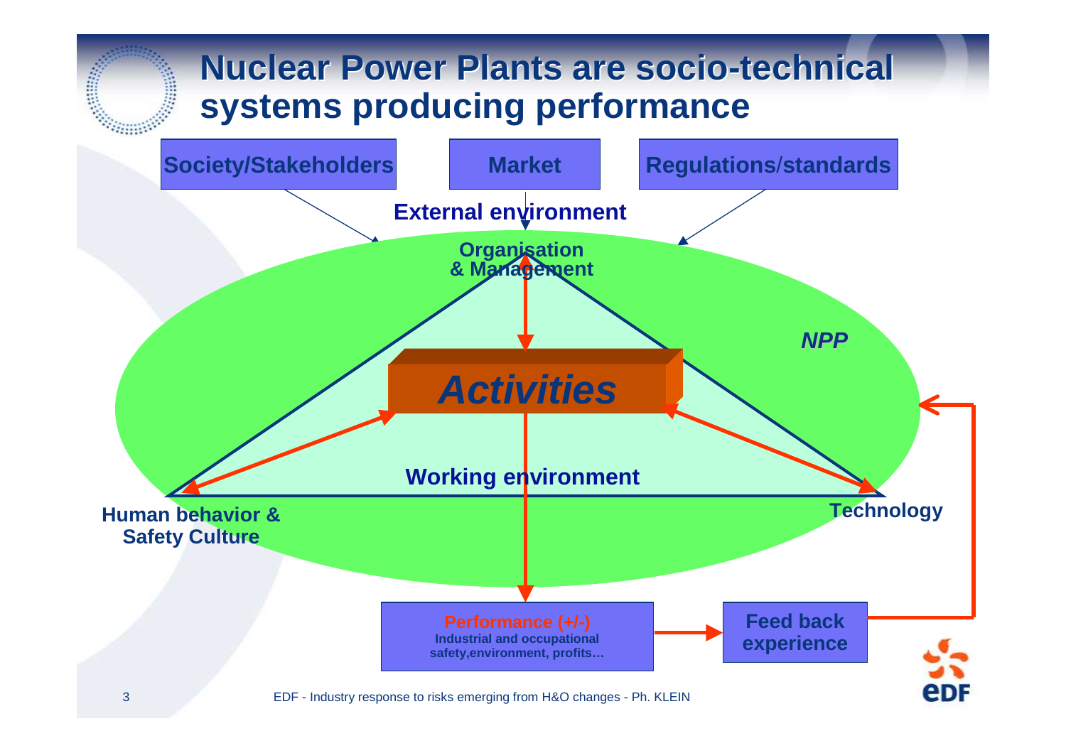# Nuclear Power Plants are socio-technical systems producing performance

**Society/Stakeholders** — **Market** — **Regulations/standards**

**External environment**

*NPP*

**Organisation & Management**

***Activities***

**Working environment**

**Human behavior & Safety Culture**

**Technology**

**Performance (+/-)**
Industrial and occupational safety, environment, profits…

**Feed back experience**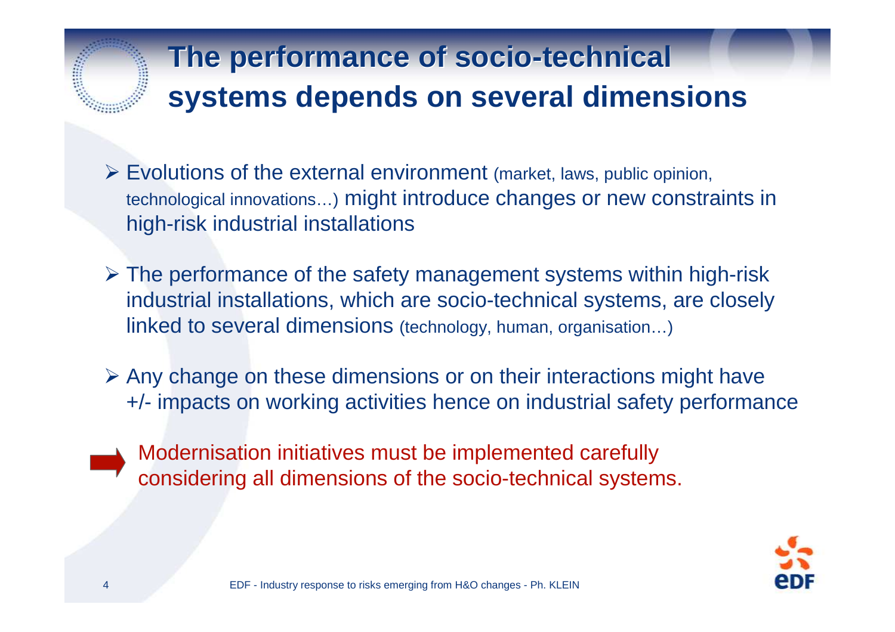# The performance of socio-technical systems depends on several dimensions

- Evolutions of the external environment (market, laws, public opinion, technological innovations…) might introduce changes or new constraints in high-risk industrial installations

- The performance of the safety management systems within high-risk industrial installations, which are socio-technical systems, are closely linked to several dimensions (technology, human, organisation…)

- Any change on these dimensions or on their interactions might have +/- impacts on working activities hence on industrial safety performance

➡ Modernisation initiatives must be implemented carefully considering all dimensions of the socio-technical systems.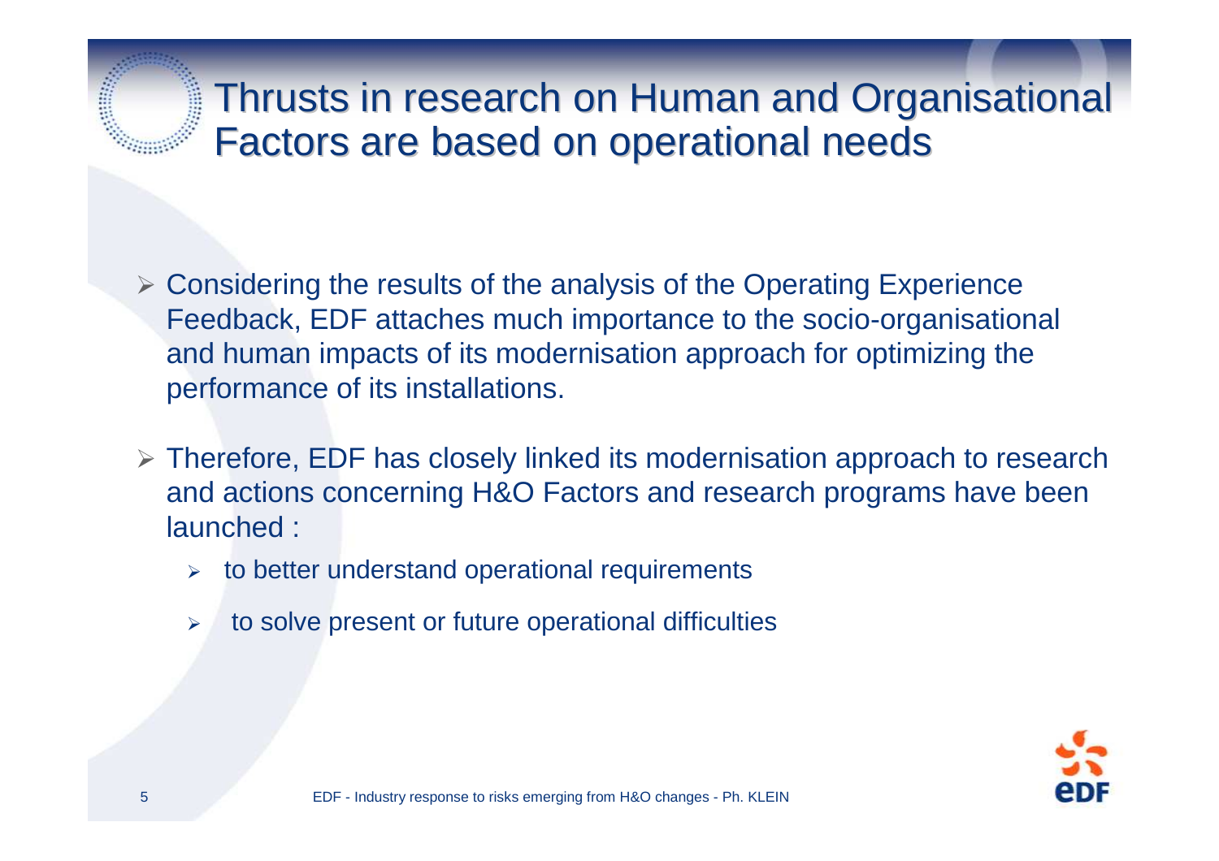# Thrusts in research on Human and Organisational Factors are based on operational needs

- Considering the results of the analysis of the Operating Experience Feedback, EDF attaches much importance to the socio-organisational and human impacts of its modernisation approach for optimizing the performance of its installations.
- Therefore, EDF has closely linked its modernisation approach to research and actions concerning H&O Factors and research programs have been launched :
  - to better understand operational requirements
  - to solve present or future operational difficulties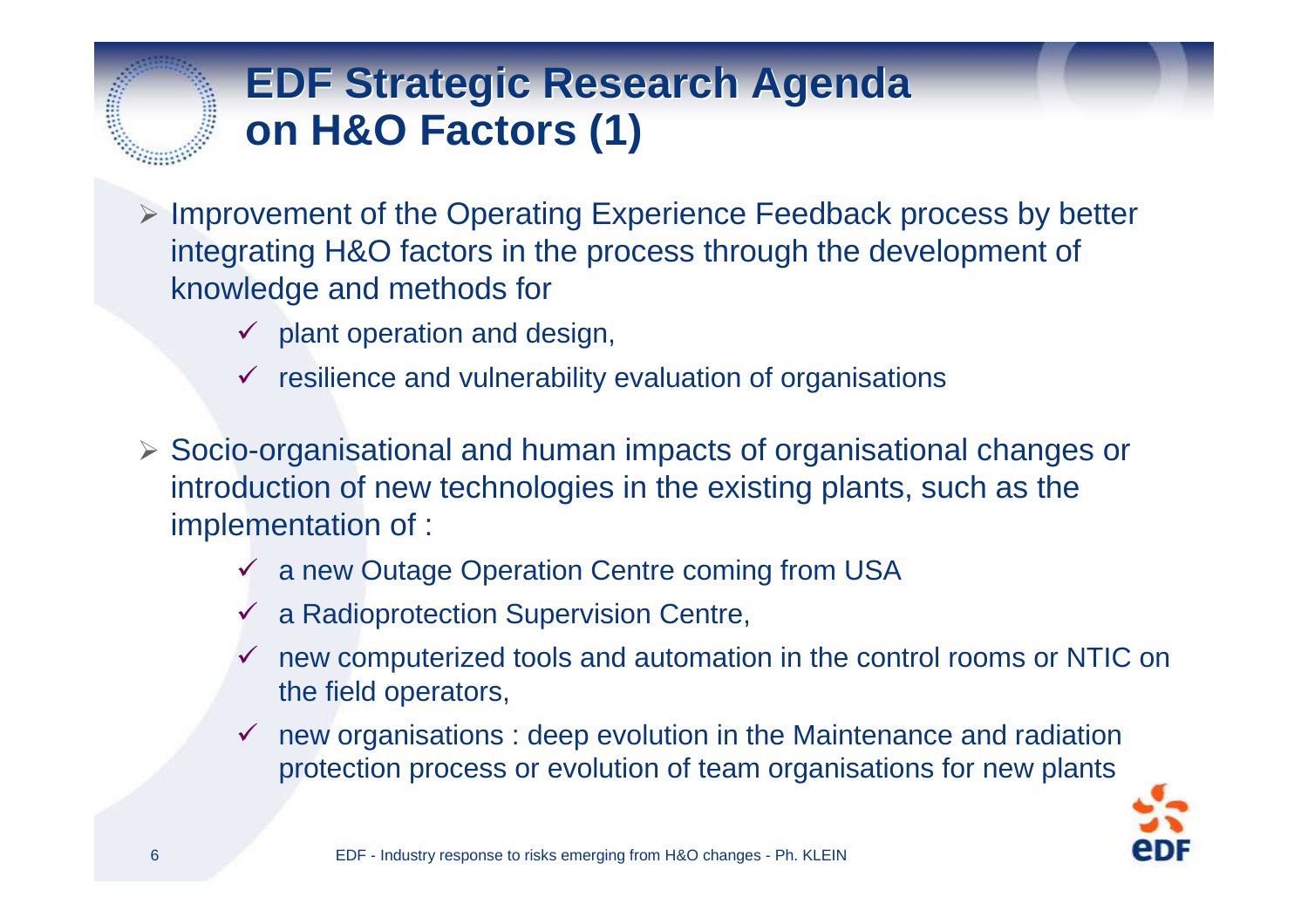# EDF Strategic Research Agenda on H&O Factors (1)

- Improvement of the Operating Experience Feedback process by better integrating H&O factors in the process through the development of knowledge and methods for
  - ✓ plant operation and design,
  - ✓ resilience and vulnerability evaluation of organisations
- Socio-organisational and human impacts of organisational changes or introduction of new technologies in the existing plants, such as the implementation of :
  - ✓ a new Outage Operation Centre coming from USA
  - ✓ a Radioprotection Supervision Centre,
  - ✓ new computerized tools and automation in the control rooms or NTIC on the field operators,
  - ✓ new organisations : deep evolution in the Maintenance and radiation protection process or evolution of team organisations for new plants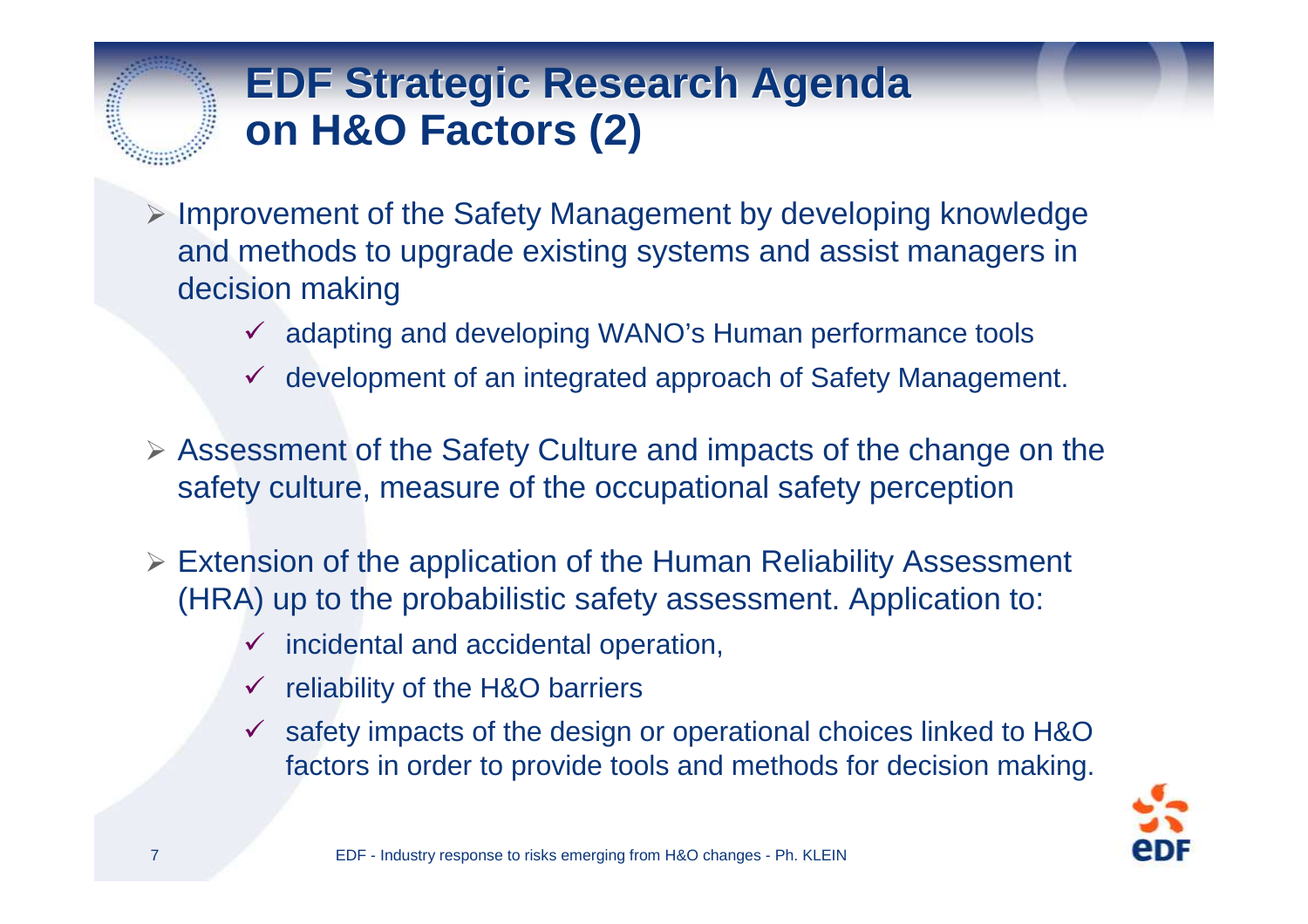# EDF Strategic Research Agenda on H&O Factors (2)

- Improvement of the Safety Management by developing knowledge and methods to upgrade existing systems and assist managers in decision making
  - adapting and developing WANO's Human performance tools
  - development of an integrated approach of Safety Management.
- Assessment of the Safety Culture and impacts of the change on the safety culture, measure of the occupational safety perception
- Extension of the application of the Human Reliability Assessment (HRA) up to the probabilistic safety assessment. Application to:
  - incidental and accidental operation,
  - reliability of the H&O barriers
  - safety impacts of the design or operational choices linked to H&O factors in order to provide tools and methods for decision making.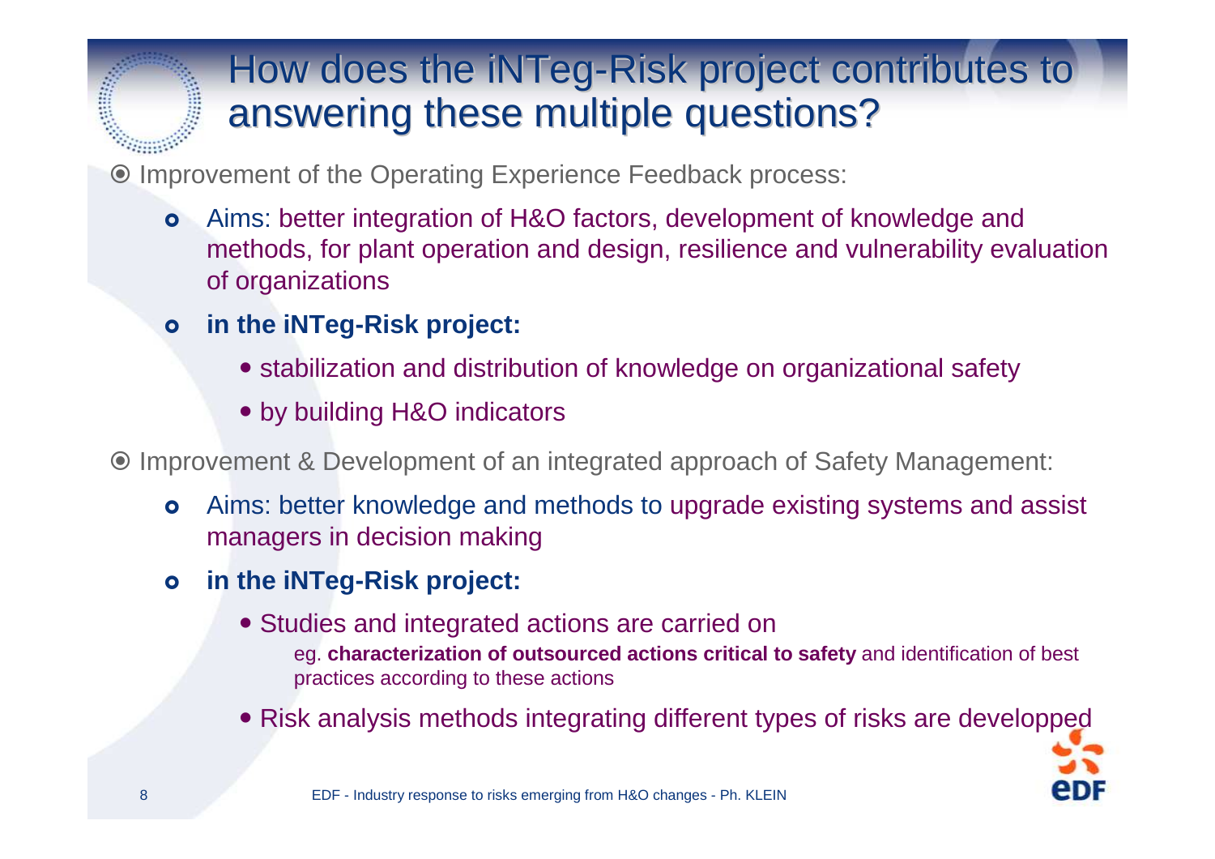# How does the iNTeg-Risk project contributes to answering these multiple questions?

- Improvement of the Operating Experience Feedback process:
  - Aims: better integration of H&O factors, development of knowledge and methods, for plant operation and design, resilience and vulnerability evaluation of organizations
  - **in the iNTeg-Risk project:**
    - stabilization and distribution of knowledge on organizational safety
    - by building H&O indicators
- Improvement & Development of an integrated approach of Safety Management:
  - Aims: better knowledge and methods to upgrade existing systems and assist managers in decision making
  - **in the iNTeg-Risk project:**
    - Studies and integrated actions are carried on

      eg. **characterization of outsourced actions critical to safety** and identification of best practices according to these actions
    - Risk analysis methods integrating different types of risks are developped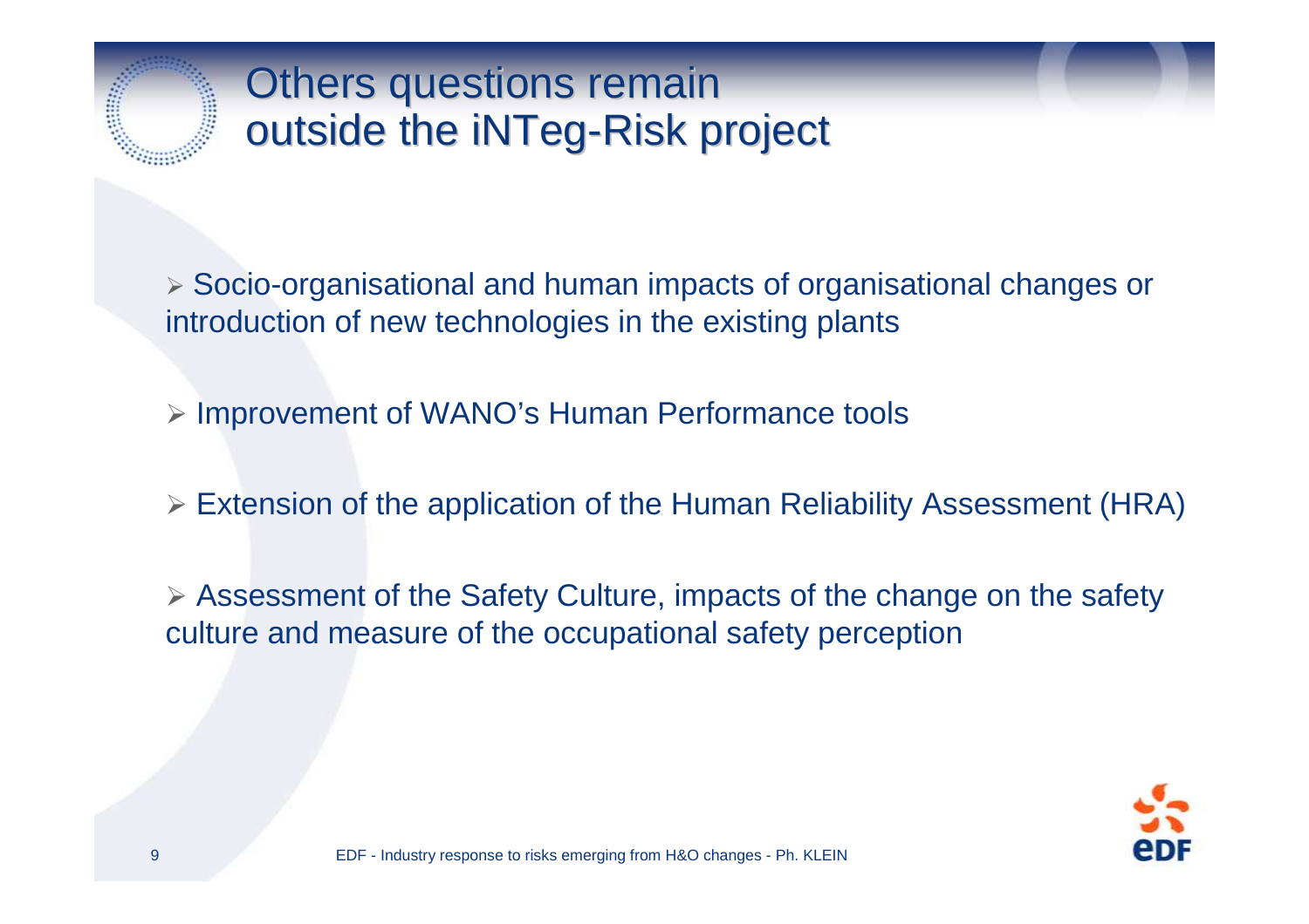# Others questions remain outside the iNTeg-Risk project

- Socio-organisational and human impacts of organisational changes or introduction of new technologies in the existing plants

- Improvement of WANO's Human Performance tools

- Extension of the application of the Human Reliability Assessment (HRA)

- Assessment of the Safety Culture, impacts of the change on the safety culture and measure of the occupational safety perception